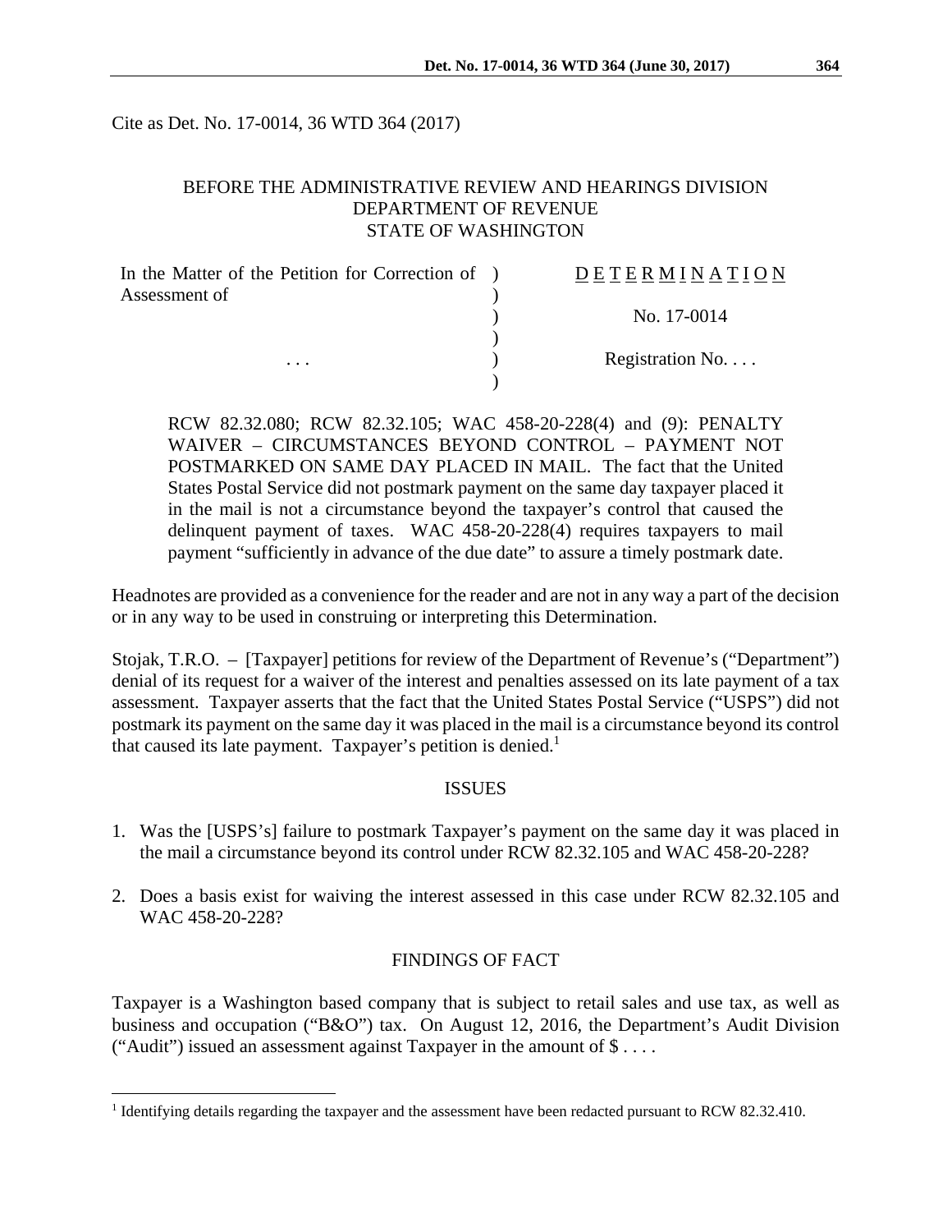Cite as Det. No. 17-0014, 36 WTD 364 (2017)

BEFORE THE ADMINISTRATIVE REVIEW AND HEARINGS DIVISION
DEPARTMENT OF REVENUE
STATE OF WASHINGTON

| | | |
|---|---|---|
| In the Matter of the Petition for Correction of Assessment of | ) | D E T E R M I N A T I O N |
| | ) | |
| | ) | No. 17-0014 |
| | ) | |
| . . . | ) | Registration No. . . . |
| | ) | |

RCW 82.32.080; RCW 82.32.105; WAC 458-20-228(4) and (9): PENALTY WAIVER – CIRCUMSTANCES BEYOND CONTROL – PAYMENT NOT POSTMARKED ON SAME DAY PLACED IN MAIL. The fact that the United States Postal Service did not postmark payment on the same day taxpayer placed it in the mail is not a circumstance beyond the taxpayer's control that caused the delinquent payment of taxes. WAC 458-20-228(4) requires taxpayers to mail payment "sufficiently in advance of the due date" to assure a timely postmark date.

Headnotes are provided as a convenience for the reader and are not in any way a part of the decision or in any way to be used in construing or interpreting this Determination.

Stojak, T.R.O. – [Taxpayer] petitions for review of the Department of Revenue's ("Department") denial of its request for a waiver of the interest and penalties assessed on its late payment of a tax assessment. Taxpayer asserts that the fact that the United States Postal Service ("USPS") did not postmark its payment on the same day it was placed in the mail is a circumstance beyond its control that caused its late payment. Taxpayer's petition is denied.[1]

## ISSUES

1. Was the [USPS's] failure to postmark Taxpayer's payment on the same day it was placed in the mail a circumstance beyond its control under RCW 82.32.105 and WAC 458-20-228?

2. Does a basis exist for waiving the interest assessed in this case under RCW 82.32.105 and WAC 458-20-228?

## FINDINGS OF FACT

Taxpayer is a Washington based company that is subject to retail sales and use tax, as well as business and occupation ("B&O") tax. On August 12, 2016, the Department's Audit Division ("Audit") issued an assessment against Taxpayer in the amount of $ . . . .

[1] Identifying details regarding the taxpayer and the assessment have been redacted pursuant to RCW 82.32.410.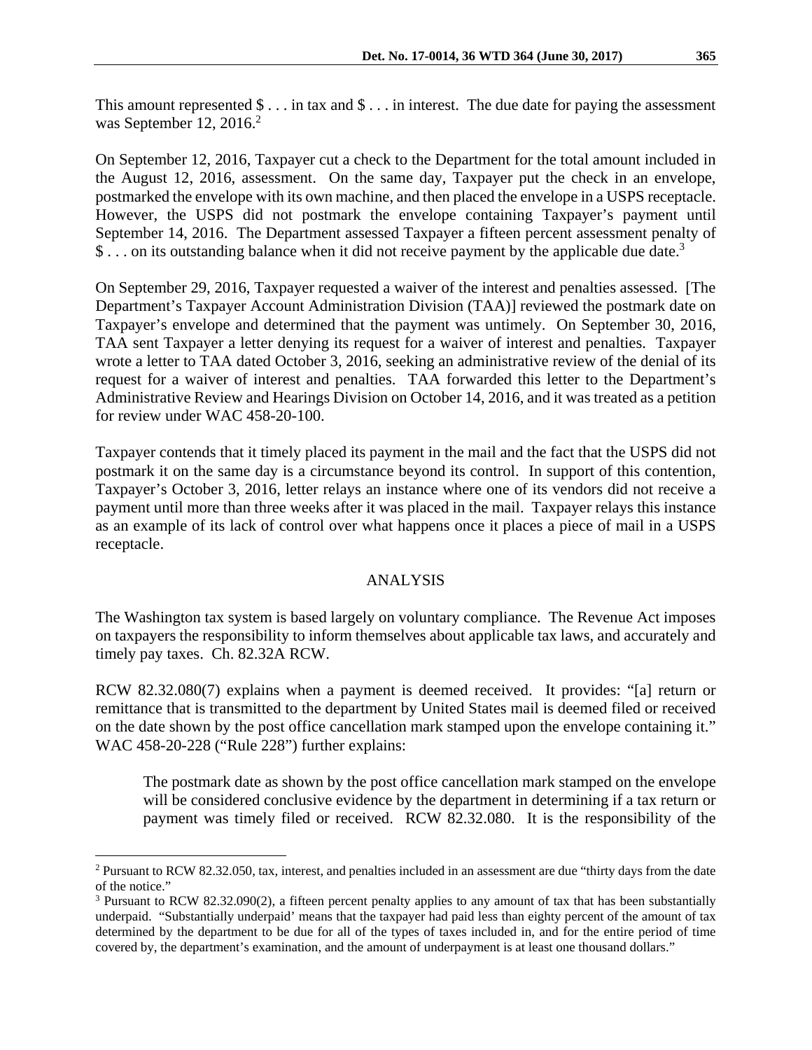This amount represented $ . . . in tax and $ . . . in interest. The due date for paying the assessment was September 12, 2016.[2]

On September 12, 2016, Taxpayer cut a check to the Department for the total amount included in the August 12, 2016, assessment. On the same day, Taxpayer put the check in an envelope, postmarked the envelope with its own machine, and then placed the envelope in a USPS receptacle. However, the USPS did not postmark the envelope containing Taxpayer's payment until September 14, 2016. The Department assessed Taxpayer a fifteen percent assessment penalty of $ . . . on its outstanding balance when it did not receive payment by the applicable due date.[3]

On September 29, 2016, Taxpayer requested a waiver of the interest and penalties assessed. [The Department's Taxpayer Account Administration Division (TAA)] reviewed the postmark date on Taxpayer's envelope and determined that the payment was untimely. On September 30, 2016, TAA sent Taxpayer a letter denying its request for a waiver of interest and penalties. Taxpayer wrote a letter to TAA dated October 3, 2016, seeking an administrative review of the denial of its request for a waiver of interest and penalties. TAA forwarded this letter to the Department's Administrative Review and Hearings Division on October 14, 2016, and it was treated as a petition for review under WAC 458-20-100.

Taxpayer contends that it timely placed its payment in the mail and the fact that the USPS did not postmark it on the same day is a circumstance beyond its control. In support of this contention, Taxpayer's October 3, 2016, letter relays an instance where one of its vendors did not receive a payment until more than three weeks after it was placed in the mail. Taxpayer relays this instance as an example of its lack of control over what happens once it places a piece of mail in a USPS receptacle.

## ANALYSIS

The Washington tax system is based largely on voluntary compliance. The Revenue Act imposes on taxpayers the responsibility to inform themselves about applicable tax laws, and accurately and timely pay taxes. Ch. 82.32A RCW.

RCW 82.32.080(7) explains when a payment is deemed received. It provides: "[a] return or remittance that is transmitted to the department by United States mail is deemed filed or received on the date shown by the post office cancellation mark stamped upon the envelope containing it." WAC 458-20-228 ("Rule 228") further explains:

> The postmark date as shown by the post office cancellation mark stamped on the envelope will be considered conclusive evidence by the department in determining if a tax return or payment was timely filed or received. RCW 82.32.080. It is the responsibility of the

---

[2] Pursuant to RCW 82.32.050, tax, interest, and penalties included in an assessment are due "thirty days from the date of the notice."

[3] Pursuant to RCW 82.32.090(2), a fifteen percent penalty applies to any amount of tax that has been substantially underpaid. "Substantially underpaid' means that the taxpayer had paid less than eighty percent of the amount of tax determined by the department to be due for all of the types of taxes included in, and for the entire period of time covered by, the department's examination, and the amount of underpayment is at least one thousand dollars."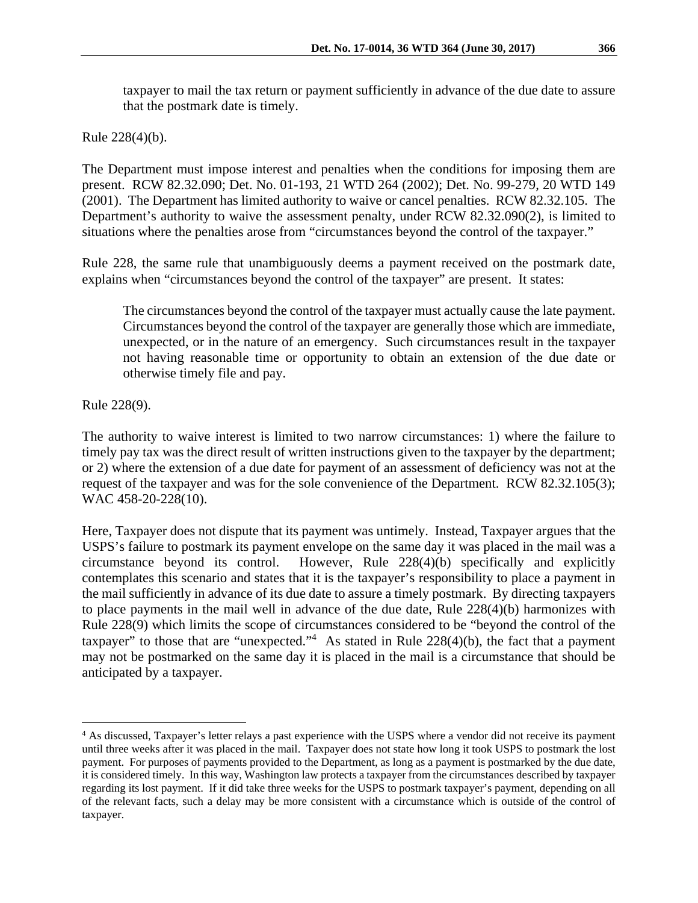> taxpayer to mail the tax return or payment sufficiently in advance of the due date to assure that the postmark date is timely.

Rule 228(4)(b).

The Department must impose interest and penalties when the conditions for imposing them are present. RCW 82.32.090; Det. No. 01-193, 21 WTD 264 (2002); Det. No. 99-279, 20 WTD 149 (2001). The Department has limited authority to waive or cancel penalties. RCW 82.32.105. The Department's authority to waive the assessment penalty, under RCW 82.32.090(2), is limited to situations where the penalties arose from "circumstances beyond the control of the taxpayer."

Rule 228, the same rule that unambiguously deems a payment received on the postmark date, explains when "circumstances beyond the control of the taxpayer" are present. It states:

> The circumstances beyond the control of the taxpayer must actually cause the late payment. Circumstances beyond the control of the taxpayer are generally those which are immediate, unexpected, or in the nature of an emergency. Such circumstances result in the taxpayer not having reasonable time or opportunity to obtain an extension of the due date or otherwise timely file and pay.

Rule 228(9).

The authority to waive interest is limited to two narrow circumstances: 1) where the failure to timely pay tax was the direct result of written instructions given to the taxpayer by the department; or 2) where the extension of a due date for payment of an assessment of deficiency was not at the request of the taxpayer and was for the sole convenience of the Department. RCW 82.32.105(3); WAC 458-20-228(10).

Here, Taxpayer does not dispute that its payment was untimely. Instead, Taxpayer argues that the USPS's failure to postmark its payment envelope on the same day it was placed in the mail was a circumstance beyond its control. However, Rule 228(4)(b) specifically and explicitly contemplates this scenario and states that it is the taxpayer's responsibility to place a payment in the mail sufficiently in advance of its due date to assure a timely postmark. By directing taxpayers to place payments in the mail well in advance of the due date, Rule 228(4)(b) harmonizes with Rule 228(9) which limits the scope of circumstances considered to be "beyond the control of the taxpayer" to those that are "unexpected."[4] As stated in Rule 228(4)(b), the fact that a payment may not be postmarked on the same day it is placed in the mail is a circumstance that should be anticipated by a taxpayer.

---

[4] As discussed, Taxpayer's letter relays a past experience with the USPS where a vendor did not receive its payment until three weeks after it was placed in the mail. Taxpayer does not state how long it took USPS to postmark the lost payment. For purposes of payments provided to the Department, as long as a payment is postmarked by the due date, it is considered timely. In this way, Washington law protects a taxpayer from the circumstances described by taxpayer regarding its lost payment. If it did take three weeks for the USPS to postmark taxpayer's payment, depending on all of the relevant facts, such a delay may be more consistent with a circumstance which is outside of the control of taxpayer.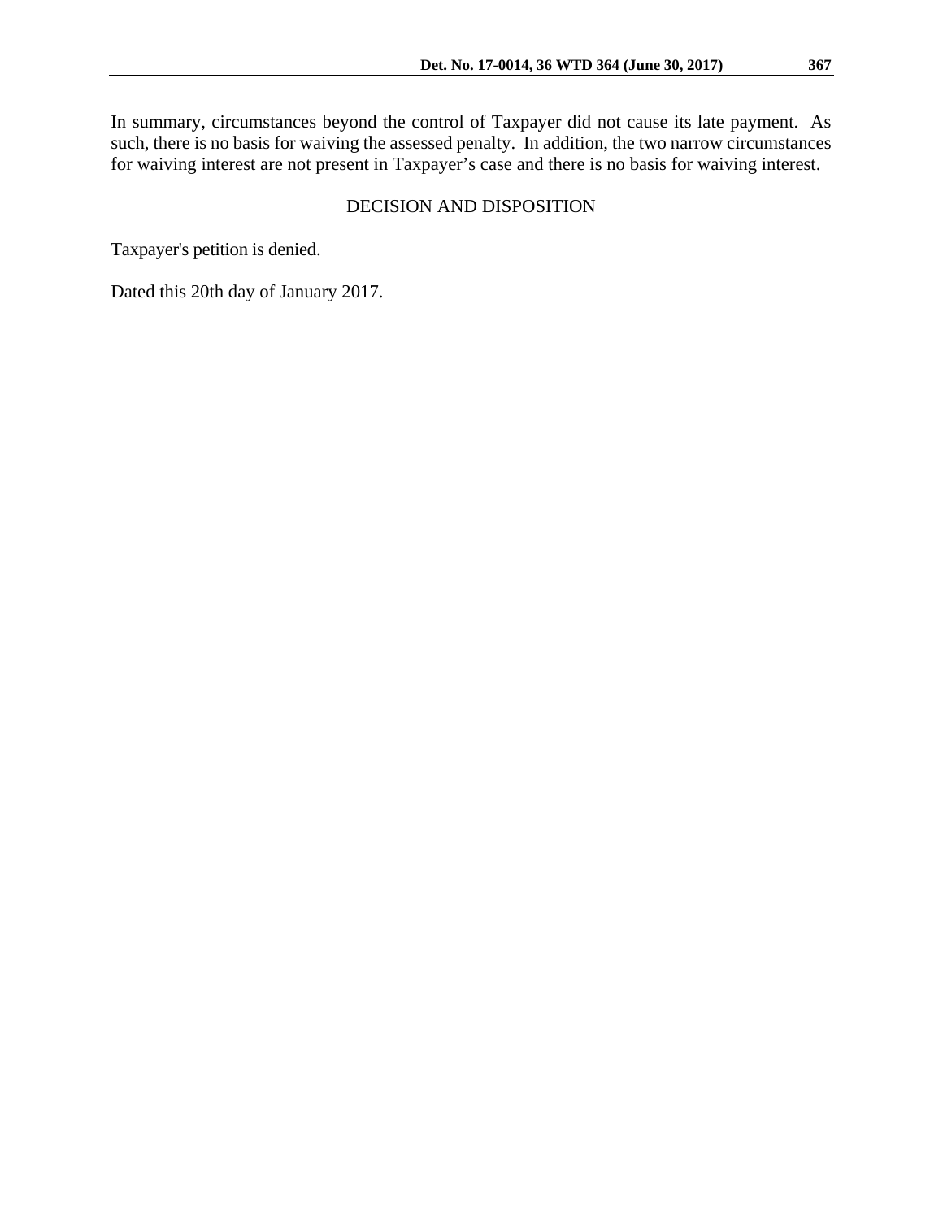In summary, circumstances beyond the control of Taxpayer did not cause its late payment. As such, there is no basis for waiving the assessed penalty. In addition, the two narrow circumstances for waiving interest are not present in Taxpayer's case and there is no basis for waiving interest.

## DECISION AND DISPOSITION

Taxpayer's petition is denied.

Dated this 20th day of January 2017.